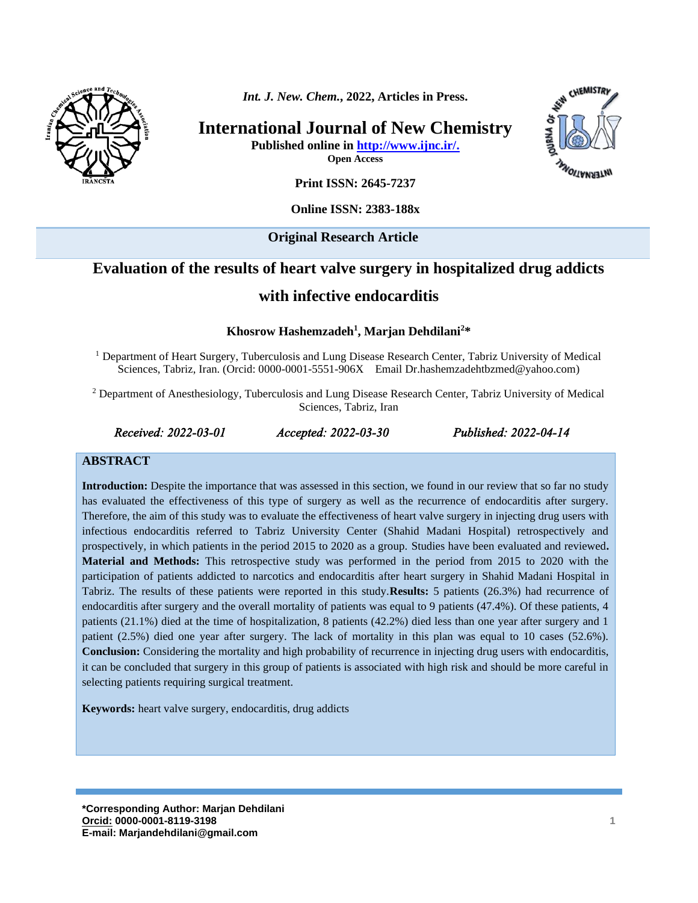*Int. J. New. Chem.*, **2022, Articles in Press.**

# International Journal of New Chemistry

**Published online in http://www.ijnc.ir/.**

**Open Access**

**Print ISSN: 2645-7237**

**Online ISSN: 2383-188x**

**Original Research Article**

# Evaluation of the results of heart valve surgery in hospitalized drug addicts with infective endocarditis

**Khosrow Hashemzadeh[1], Marjan Dehdilani[2]***

[1] Department of Heart Surgery, Tuberculosis and Lung Disease Research Center, Tabriz University of Medical Sciences, Tabriz, Iran. (Orcid: 0000-0001-5551-906X Email Dr.hashemzadehtbzmed@yahoo.com)

[2] Department of Anesthesiology, Tuberculosis and Lung Disease Research Center, Tabriz University of Medical Sciences, Tabriz, Iran

*Received: 2022-03-01* *Accepted: 2022-03-30* *Published: 2022-04-14*

## ABSTRACT

**Introduction:** Despite the importance that was assessed in this section, we found in our review that so far no study has evaluated the effectiveness of this type of surgery as well as the recurrence of endocarditis after surgery. Therefore, the aim of this study was to evaluate the effectiveness of heart valve surgery in injecting drug users with infectious endocarditis referred to Tabriz University Center (Shahid Madani Hospital) retrospectively and prospectively, in which patients in the period 2015 to 2020 as a group. Studies have been evaluated and reviewed**.** **Material and Methods:** This retrospective study was performed in the period from 2015 to 2020 with the participation of patients addicted to narcotics and endocarditis after heart surgery in Shahid Madani Hospital in Tabriz. The results of these patients were reported in this study.**Results:** 5 patients (26.3%) had recurrence of endocarditis after surgery and the overall mortality of patients was equal to 9 patients (47.4%). Of these patients, 4 patients (21.1%) died at the time of hospitalization, 8 patients (42.2%) died less than one year after surgery and 1 patient (2.5%) died one year after surgery. The lack of mortality in this plan was equal to 10 cases (52.6%). **Conclusion:** Considering the mortality and high probability of recurrence in injecting drug users with endocarditis, it can be concluded that surgery in this group of patients is associated with high risk and should be more careful in selecting patients requiring surgical treatment.

**Keywords:** heart valve surgery, endocarditis, drug addicts

**\*Corresponding Author: Marjan Dehdilani**
**Orcid: 0000-0001-8119-3198**
**E-mail: Marjandehdilani@gmail.com**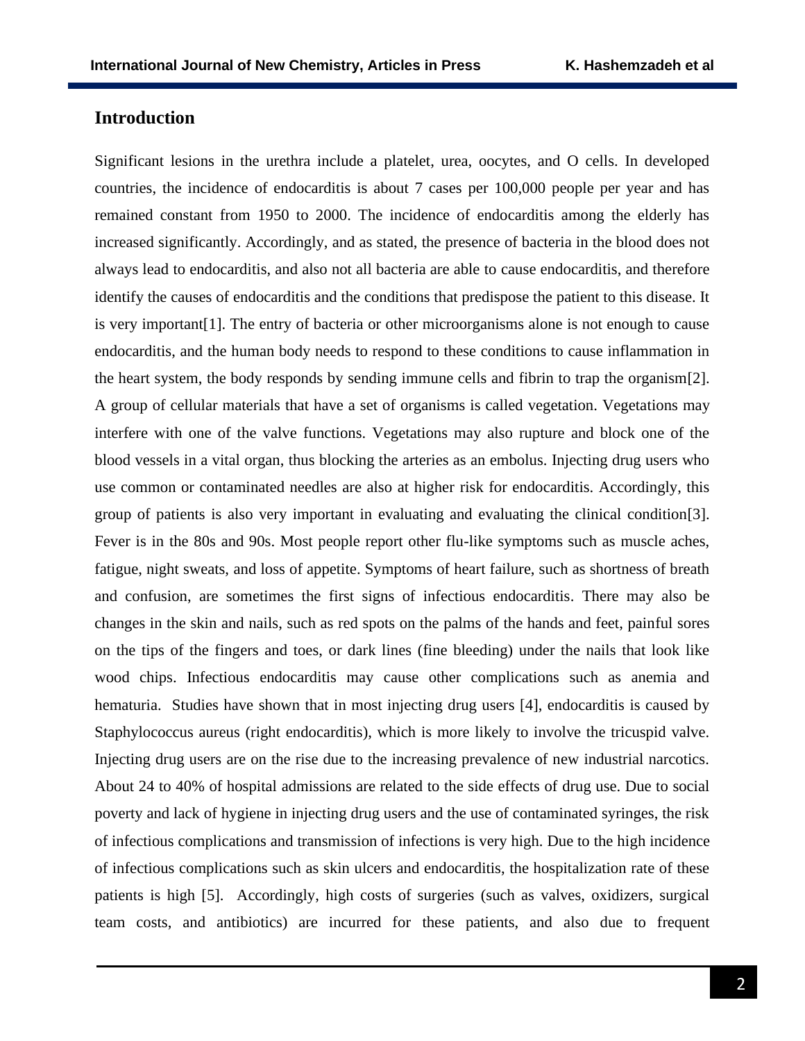## Introduction

Significant lesions in the urethra include a platelet, urea, oocytes, and O cells. In developed countries, the incidence of endocarditis is about 7 cases per 100,000 people per year and has remained constant from 1950 to 2000. The incidence of endocarditis among the elderly has increased significantly. Accordingly, and as stated, the presence of bacteria in the blood does not always lead to endocarditis, and also not all bacteria are able to cause endocarditis, and therefore identify the causes of endocarditis and the conditions that predispose the patient to this disease. It is very important[1]. The entry of bacteria or other microorganisms alone is not enough to cause endocarditis, and the human body needs to respond to these conditions to cause inflammation in the heart system, the body responds by sending immune cells and fibrin to trap the organism[2]. A group of cellular materials that have a set of organisms is called vegetation. Vegetations may interfere with one of the valve functions. Vegetations may also rupture and block one of the blood vessels in a vital organ, thus blocking the arteries as an embolus. Injecting drug users who use common or contaminated needles are also at higher risk for endocarditis. Accordingly, this group of patients is also very important in evaluating and evaluating the clinical condition[3]. Fever is in the 80s and 90s. Most people report other flu-like symptoms such as muscle aches, fatigue, night sweats, and loss of appetite. Symptoms of heart failure, such as shortness of breath and confusion, are sometimes the first signs of infectious endocarditis. There may also be changes in the skin and nails, such as red spots on the palms of the hands and feet, painful sores on the tips of the fingers and toes, or dark lines (fine bleeding) under the nails that look like wood chips. Infectious endocarditis may cause other complications such as anemia and hematuria. Studies have shown that in most injecting drug users [4], endocarditis is caused by Staphylococcus aureus (right endocarditis), which is more likely to involve the tricuspid valve. Injecting drug users are on the rise due to the increasing prevalence of new industrial narcotics. About 24 to 40% of hospital admissions are related to the side effects of drug use. Due to social poverty and lack of hygiene in injecting drug users and the use of contaminated syringes, the risk of infectious complications and transmission of infections is very high. Due to the high incidence of infectious complications such as skin ulcers and endocarditis, the hospitalization rate of these patients is high [5]. Accordingly, high costs of surgeries (such as valves, oxidizers, surgical team costs, and antibiotics) are incurred for these patients, and also due to frequent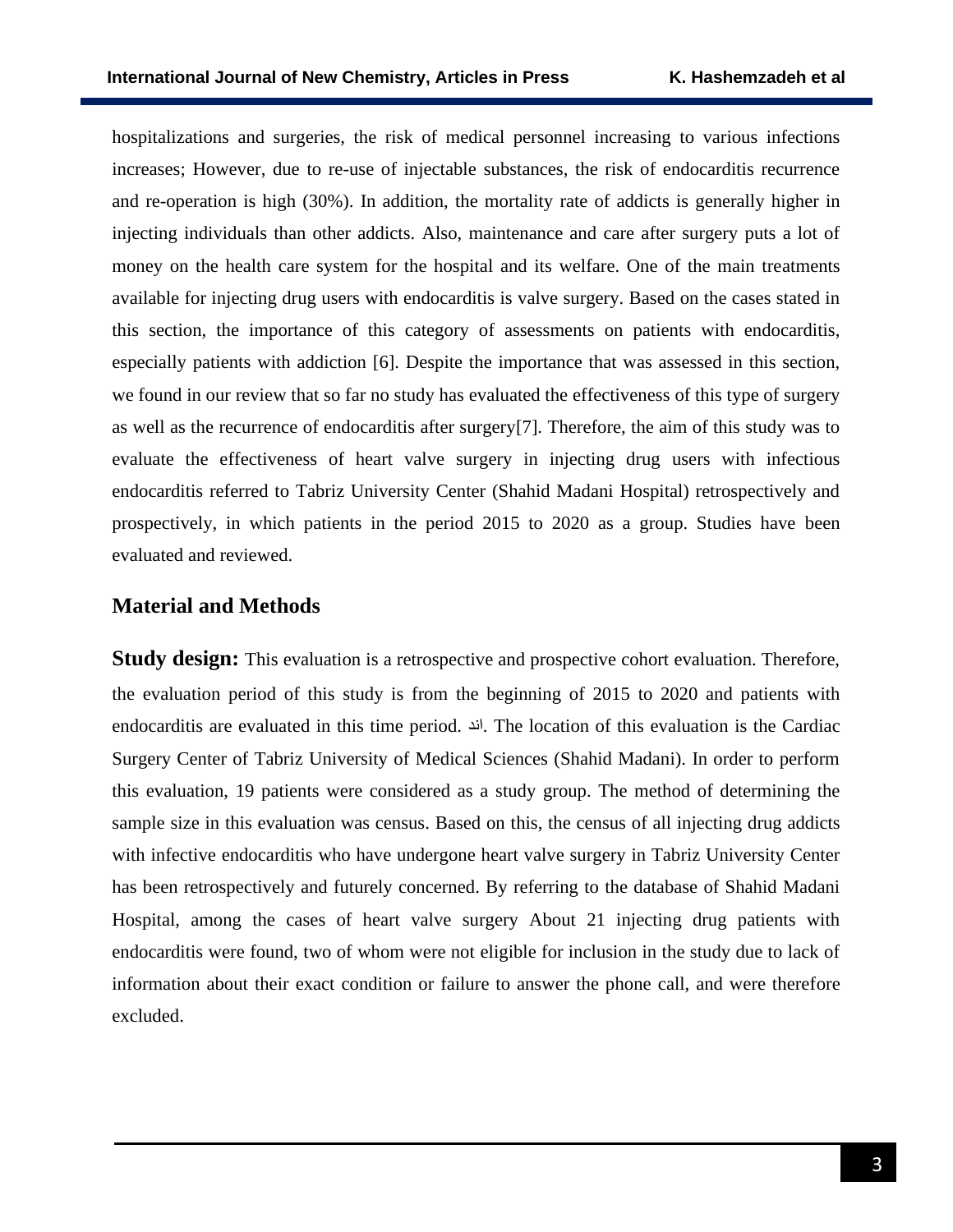hospitalizations and surgeries, the risk of medical personnel increasing to various infections increases; However, due to re-use of injectable substances, the risk of endocarditis recurrence and re-operation is high (30%). In addition, the mortality rate of addicts is generally higher in injecting individuals than other addicts. Also, maintenance and care after surgery puts a lot of money on the health care system for the hospital and its welfare. One of the main treatments available for injecting drug users with endocarditis is valve surgery. Based on the cases stated in this section, the importance of this category of assessments on patients with endocarditis, especially patients with addiction [6]. Despite the importance that was assessed in this section, we found in our review that so far no study has evaluated the effectiveness of this type of surgery as well as the recurrence of endocarditis after surgery[7]. Therefore, the aim of this study was to evaluate the effectiveness of heart valve surgery in injecting drug users with infectious endocarditis referred to Tabriz University Center (Shahid Madani Hospital) retrospectively and prospectively, in which patients in the period 2015 to 2020 as a group. Studies have been evaluated and reviewed.

## Material and Methods

**Study design:** This evaluation is a retrospective and prospective cohort evaluation. Therefore, the evaluation period of this study is from the beginning of 2015 to 2020 and patients with endocarditis are evaluated in this time period. اند. The location of this evaluation is the Cardiac Surgery Center of Tabriz University of Medical Sciences (Shahid Madani). In order to perform this evaluation, 19 patients were considered as a study group. The method of determining the sample size in this evaluation was census. Based on this, the census of all injecting drug addicts with infective endocarditis who have undergone heart valve surgery in Tabriz University Center has been retrospectively and futurely concerned. By referring to the database of Shahid Madani Hospital, among the cases of heart valve surgery About 21 injecting drug patients with endocarditis were found, two of whom were not eligible for inclusion in the study due to lack of information about their exact condition or failure to answer the phone call, and were therefore excluded.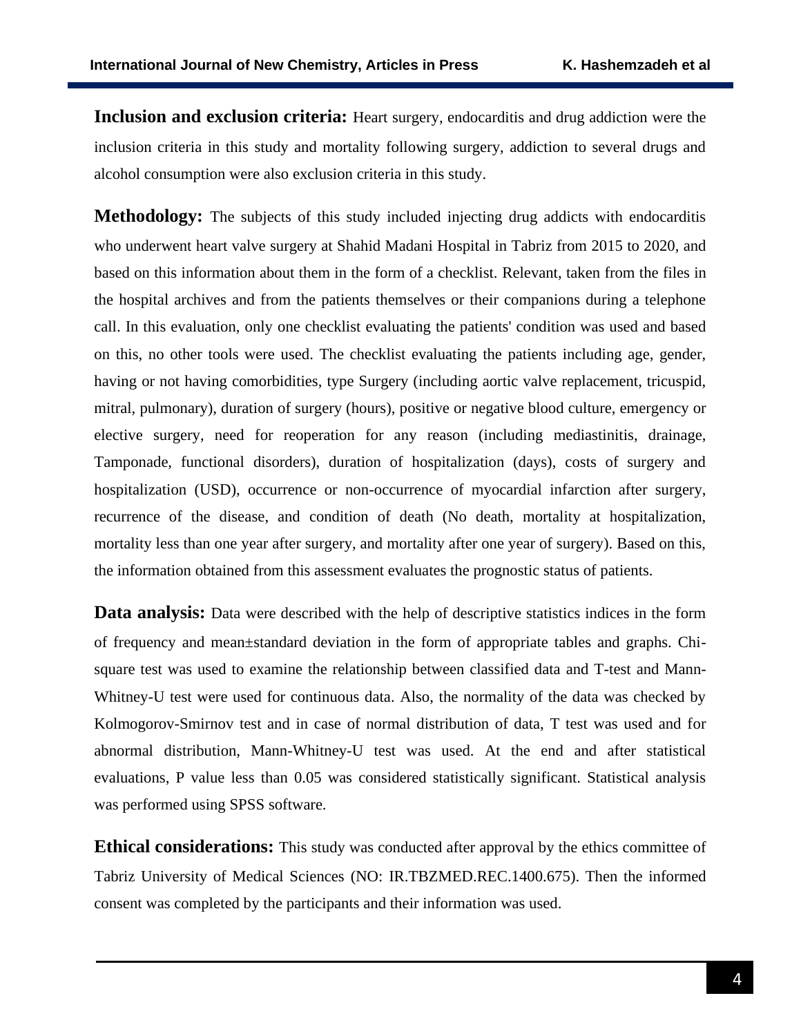**Inclusion and exclusion criteria:** Heart surgery, endocarditis and drug addiction were the inclusion criteria in this study and mortality following surgery, addiction to several drugs and alcohol consumption were also exclusion criteria in this study.

**Methodology:** The subjects of this study included injecting drug addicts with endocarditis who underwent heart valve surgery at Shahid Madani Hospital in Tabriz from 2015 to 2020, and based on this information about them in the form of a checklist. Relevant, taken from the files in the hospital archives and from the patients themselves or their companions during a telephone call. In this evaluation, only one checklist evaluating the patients' condition was used and based on this, no other tools were used. The checklist evaluating the patients including age, gender, having or not having comorbidities, type Surgery (including aortic valve replacement, tricuspid, mitral, pulmonary), duration of surgery (hours), positive or negative blood culture, emergency or elective surgery, need for reoperation for any reason (including mediastinitis, drainage, Tamponade, functional disorders), duration of hospitalization (days), costs of surgery and hospitalization (USD), occurrence or non-occurrence of myocardial infarction after surgery, recurrence of the disease, and condition of death (No death, mortality at hospitalization, mortality less than one year after surgery, and mortality after one year of surgery). Based on this, the information obtained from this assessment evaluates the prognostic status of patients.

**Data analysis:** Data were described with the help of descriptive statistics indices in the form of frequency and mean±standard deviation in the form of appropriate tables and graphs. Chi-square test was used to examine the relationship between classified data and T-test and Mann-Whitney-U test were used for continuous data. Also, the normality of the data was checked by Kolmogorov-Smirnov test and in case of normal distribution of data, T test was used and for abnormal distribution, Mann-Whitney-U test was used. At the end and after statistical evaluations, P value less than 0.05 was considered statistically significant. Statistical analysis was performed using SPSS software.

**Ethical considerations:** This study was conducted after approval by the ethics committee of Tabriz University of Medical Sciences (NO: IR.TBZMED.REC.1400.675). Then the informed consent was completed by the participants and their information was used.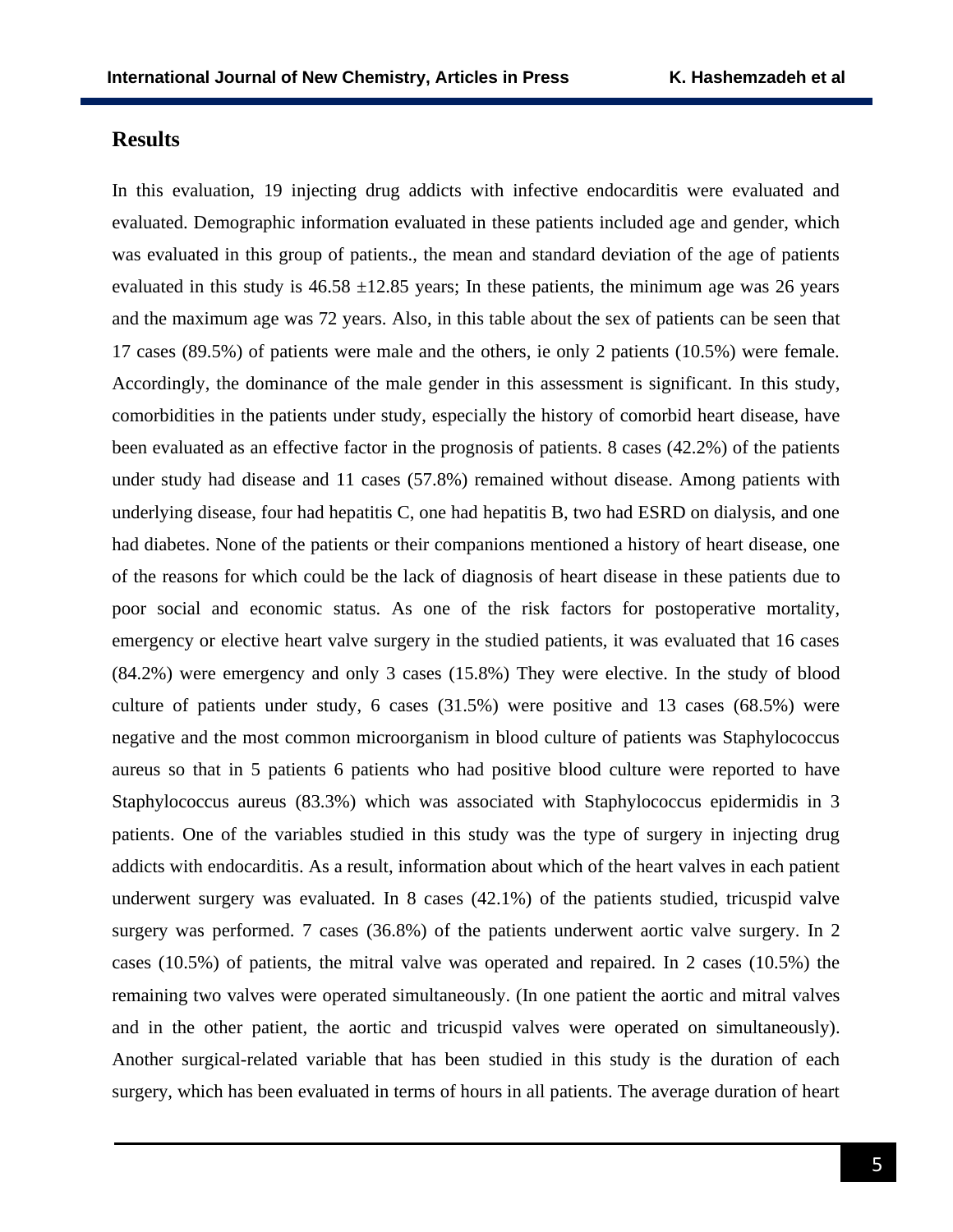## Results

In this evaluation, 19 injecting drug addicts with infective endocarditis were evaluated and evaluated. Demographic information evaluated in these patients included age and gender, which was evaluated in this group of patients., the mean and standard deviation of the age of patients evaluated in this study is 46.58 ±12.85 years; In these patients, the minimum age was 26 years and the maximum age was 72 years. Also, in this table about the sex of patients can be seen that 17 cases (89.5%) of patients were male and the others, ie only 2 patients (10.5%) were female. Accordingly, the dominance of the male gender in this assessment is significant. In this study, comorbidities in the patients under study, especially the history of comorbid heart disease, have been evaluated as an effective factor in the prognosis of patients. 8 cases (42.2%) of the patients under study had disease and 11 cases (57.8%) remained without disease. Among patients with underlying disease, four had hepatitis C, one had hepatitis B, two had ESRD on dialysis, and one had diabetes. None of the patients or their companions mentioned a history of heart disease, one of the reasons for which could be the lack of diagnosis of heart disease in these patients due to poor social and economic status. As one of the risk factors for postoperative mortality, emergency or elective heart valve surgery in the studied patients, it was evaluated that 16 cases (84.2%) were emergency and only 3 cases (15.8%) They were elective. In the study of blood culture of patients under study, 6 cases (31.5%) were positive and 13 cases (68.5%) were negative and the most common microorganism in blood culture of patients was Staphylococcus aureus so that in 5 patients 6 patients who had positive blood culture were reported to have Staphylococcus aureus (83.3%) which was associated with Staphylococcus epidermidis in 3 patients. One of the variables studied in this study was the type of surgery in injecting drug addicts with endocarditis. As a result, information about which of the heart valves in each patient underwent surgery was evaluated. In 8 cases (42.1%) of the patients studied, tricuspid valve surgery was performed. 7 cases (36.8%) of the patients underwent aortic valve surgery. In 2 cases (10.5%) of patients, the mitral valve was operated and repaired. In 2 cases (10.5%) the remaining two valves were operated simultaneously. (In one patient the aortic and mitral valves and in the other patient, the aortic and tricuspid valves were operated on simultaneously). Another surgical-related variable that has been studied in this study is the duration of each surgery, which has been evaluated in terms of hours in all patients. The average duration of heart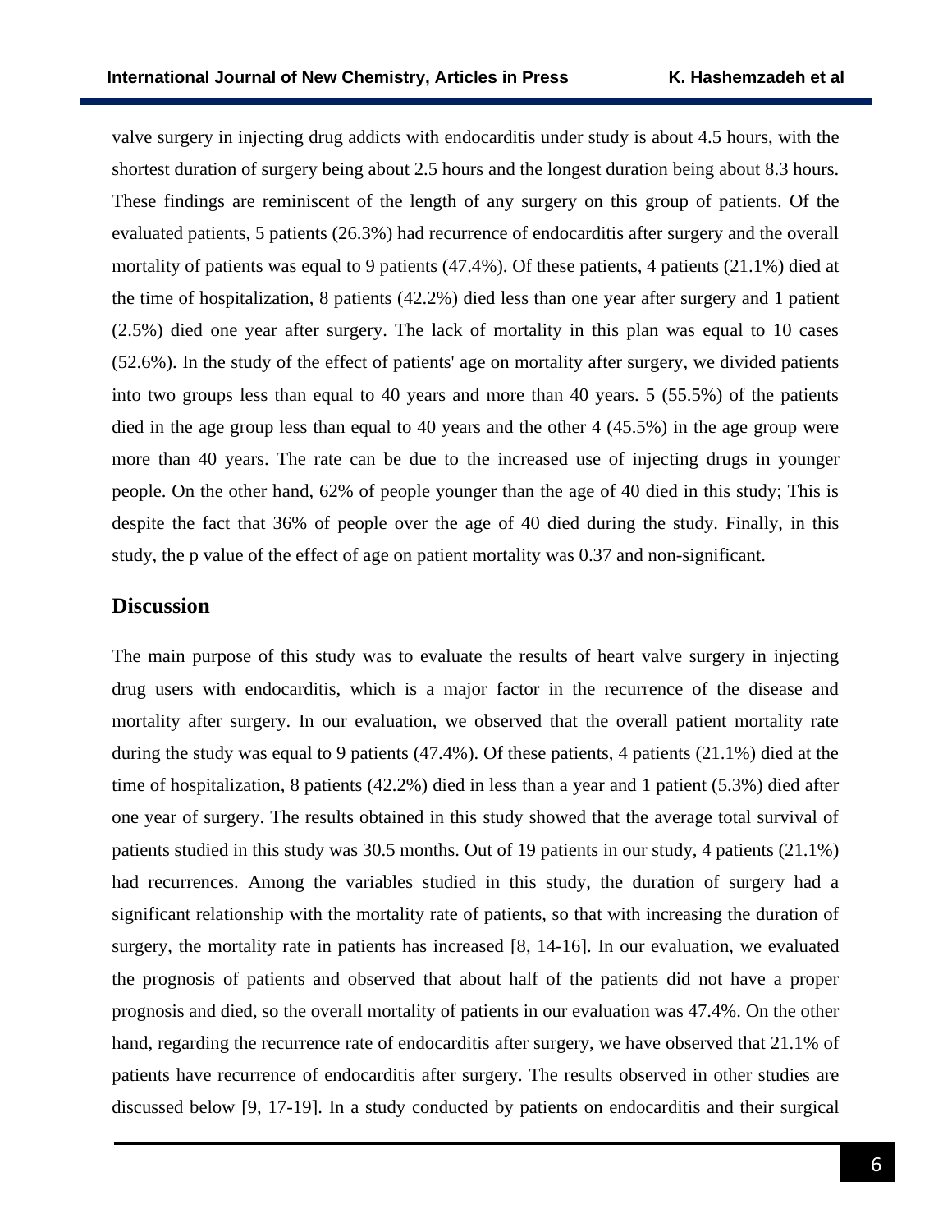valve surgery in injecting drug addicts with endocarditis under study is about 4.5 hours, with the shortest duration of surgery being about 2.5 hours and the longest duration being about 8.3 hours. These findings are reminiscent of the length of any surgery on this group of patients. Of the evaluated patients, 5 patients (26.3%) had recurrence of endocarditis after surgery and the overall mortality of patients was equal to 9 patients (47.4%). Of these patients, 4 patients (21.1%) died at the time of hospitalization, 8 patients (42.2%) died less than one year after surgery and 1 patient (2.5%) died one year after surgery. The lack of mortality in this plan was equal to 10 cases (52.6%). In the study of the effect of patients' age on mortality after surgery, we divided patients into two groups less than equal to 40 years and more than 40 years. 5 (55.5%) of the patients died in the age group less than equal to 40 years and the other 4 (45.5%) in the age group were more than 40 years. The rate can be due to the increased use of injecting drugs in younger people. On the other hand, 62% of people younger than the age of 40 died in this study; This is despite the fact that 36% of people over the age of 40 died during the study. Finally, in this study, the p value of the effect of age on patient mortality was 0.37 and non-significant.

## Discussion

The main purpose of this study was to evaluate the results of heart valve surgery in injecting drug users with endocarditis, which is a major factor in the recurrence of the disease and mortality after surgery. In our evaluation, we observed that the overall patient mortality rate during the study was equal to 9 patients (47.4%). Of these patients, 4 patients (21.1%) died at the time of hospitalization, 8 patients (42.2%) died in less than a year and 1 patient (5.3%) died after one year of surgery. The results obtained in this study showed that the average total survival of patients studied in this study was 30.5 months. Out of 19 patients in our study, 4 patients (21.1%) had recurrences. Among the variables studied in this study, the duration of surgery had a significant relationship with the mortality rate of patients, so that with increasing the duration of surgery, the mortality rate in patients has increased [8, 14-16]. In our evaluation, we evaluated the prognosis of patients and observed that about half of the patients did not have a proper prognosis and died, so the overall mortality of patients in our evaluation was 47.4%. On the other hand, regarding the recurrence rate of endocarditis after surgery, we have observed that 21.1% of patients have recurrence of endocarditis after surgery. The results observed in other studies are discussed below [9, 17-19]. In a study conducted by patients on endocarditis and their surgical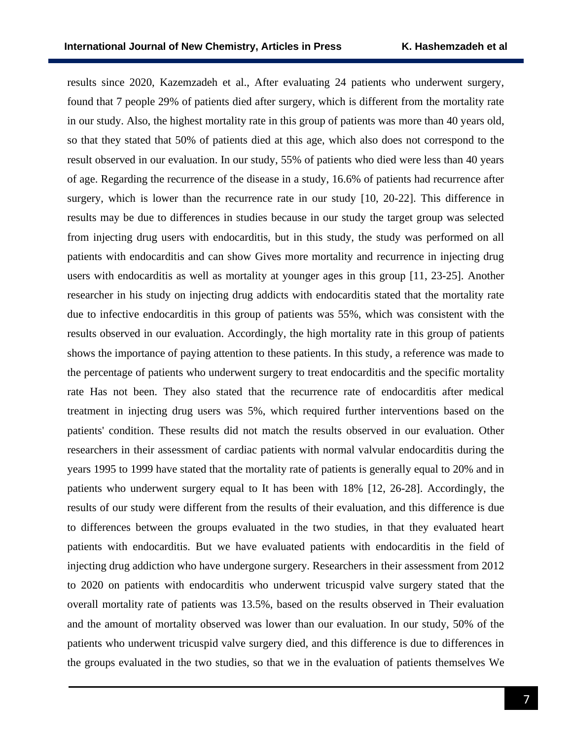results since 2020, Kazemzadeh et al., After evaluating 24 patients who underwent surgery, found that 7 people 29% of patients died after surgery, which is different from the mortality rate in our study. Also, the highest mortality rate in this group of patients was more than 40 years old, so that they stated that 50% of patients died at this age, which also does not correspond to the result observed in our evaluation. In our study, 55% of patients who died were less than 40 years of age. Regarding the recurrence of the disease in a study, 16.6% of patients had recurrence after surgery, which is lower than the recurrence rate in our study [10, 20-22]. This difference in results may be due to differences in studies because in our study the target group was selected from injecting drug users with endocarditis, but in this study, the study was performed on all patients with endocarditis and can show Gives more mortality and recurrence in injecting drug users with endocarditis as well as mortality at younger ages in this group [11, 23-25]. Another researcher in his study on injecting drug addicts with endocarditis stated that the mortality rate due to infective endocarditis in this group of patients was 55%, which was consistent with the results observed in our evaluation. Accordingly, the high mortality rate in this group of patients shows the importance of paying attention to these patients. In this study, a reference was made to the percentage of patients who underwent surgery to treat endocarditis and the specific mortality rate Has not been. They also stated that the recurrence rate of endocarditis after medical treatment in injecting drug users was 5%, which required further interventions based on the patients' condition. These results did not match the results observed in our evaluation. Other researchers in their assessment of cardiac patients with normal valvular endocarditis during the years 1995 to 1999 have stated that the mortality rate of patients is generally equal to 20% and in patients who underwent surgery equal to It has been with 18% [12, 26-28]. Accordingly, the results of our study were different from the results of their evaluation, and this difference is due to differences between the groups evaluated in the two studies, in that they evaluated heart patients with endocarditis. But we have evaluated patients with endocarditis in the field of injecting drug addiction who have undergone surgery. Researchers in their assessment from 2012 to 2020 on patients with endocarditis who underwent tricuspid valve surgery stated that the overall mortality rate of patients was 13.5%, based on the results observed in Their evaluation and the amount of mortality observed was lower than our evaluation. In our study, 50% of the patients who underwent tricuspid valve surgery died, and this difference is due to differences in the groups evaluated in the two studies, so that we in the evaluation of patients themselves We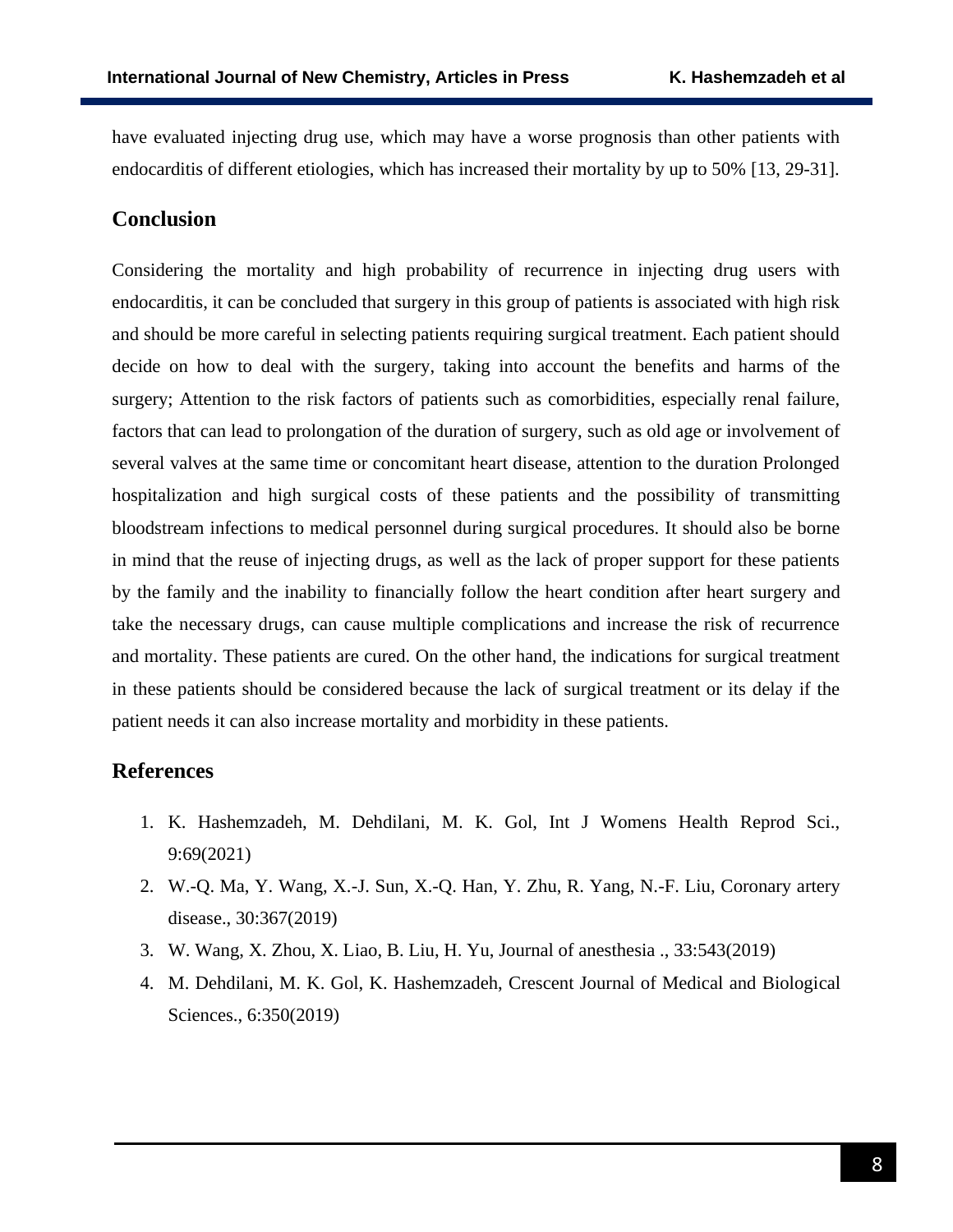have evaluated injecting drug use, which may have a worse prognosis than other patients with endocarditis of different etiologies, which has increased their mortality by up to 50% [13, 29-31].

## Conclusion

Considering the mortality and high probability of recurrence in injecting drug users with endocarditis, it can be concluded that surgery in this group of patients is associated with high risk and should be more careful in selecting patients requiring surgical treatment. Each patient should decide on how to deal with the surgery, taking into account the benefits and harms of the surgery; Attention to the risk factors of patients such as comorbidities, especially renal failure, factors that can lead to prolongation of the duration of surgery, such as old age or involvement of several valves at the same time or concomitant heart disease, attention to the duration Prolonged hospitalization and high surgical costs of these patients and the possibility of transmitting bloodstream infections to medical personnel during surgical procedures. It should also be borne in mind that the reuse of injecting drugs, as well as the lack of proper support for these patients by the family and the inability to financially follow the heart condition after heart surgery and take the necessary drugs, can cause multiple complications and increase the risk of recurrence and mortality. These patients are cured. On the other hand, the indications for surgical treatment in these patients should be considered because the lack of surgical treatment or its delay if the patient needs it can also increase mortality and morbidity in these patients.

## References

1. K. Hashemzadeh, M. Dehdilani, M. K. Gol, Int J Womens Health Reprod Sci., 9:69(2021)
2. W.-Q. Ma, Y. Wang, X.-J. Sun, X.-Q. Han, Y. Zhu, R. Yang, N.-F. Liu, Coronary artery disease., 30:367(2019)
3. W. Wang, X. Zhou, X. Liao, B. Liu, H. Yu, Journal of anesthesia ., 33:543(2019)
4. M. Dehdilani, M. K. Gol, K. Hashemzadeh, Crescent Journal of Medical and Biological Sciences., 6:350(2019)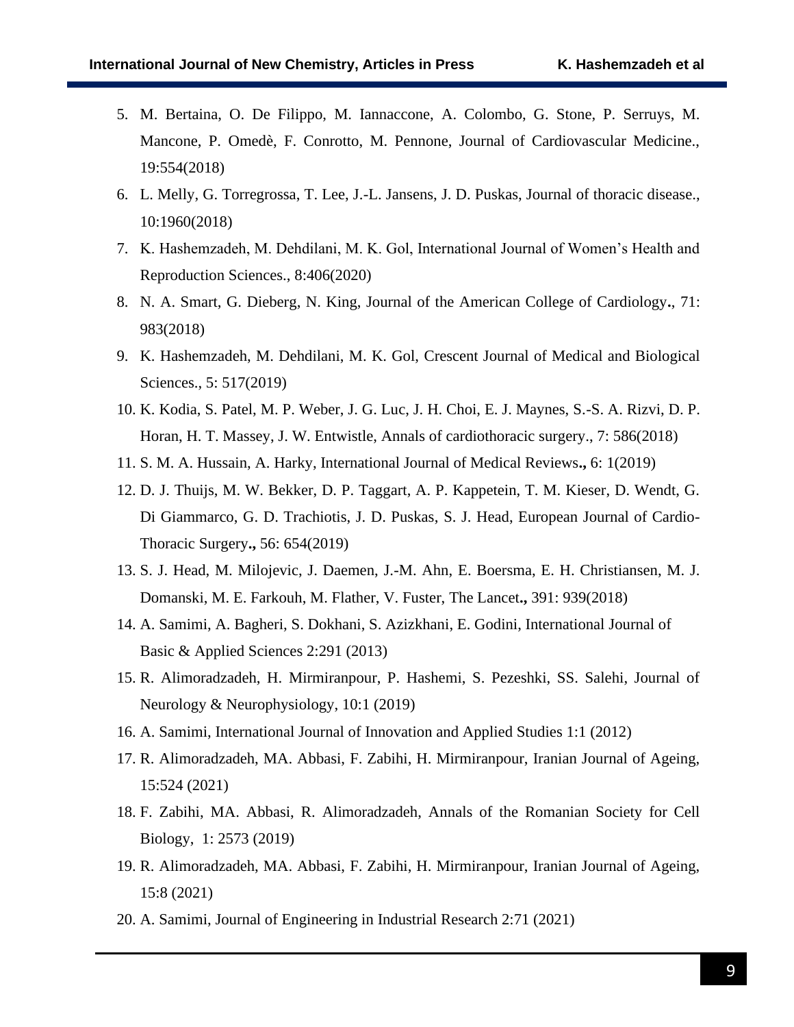5. M. Bertaina, O. De Filippo, M. Iannaccone, A. Colombo, G. Stone, P. Serruys, M. Mancone, P. Omedè, F. Conrotto, M. Pennone, Journal of Cardiovascular Medicine., 19:554(2018)
6. L. Melly, G. Torregrossa, T. Lee, J.-L. Jansens, J. D. Puskas, Journal of thoracic disease., 10:1960(2018)
7. K. Hashemzadeh, M. Dehdilani, M. K. Gol, International Journal of Women's Health and Reproduction Sciences., 8:406(2020)
8. N. A. Smart, G. Dieberg, N. King, Journal of the American College of Cardiology**.**, 71: 983(2018)
9. K. Hashemzadeh, M. Dehdilani, M. K. Gol, Crescent Journal of Medical and Biological Sciences., 5: 517(2019)
10. K. Kodia, S. Patel, M. P. Weber, J. G. Luc, J. H. Choi, E. J. Maynes, S.-S. A. Rizvi, D. P. Horan, H. T. Massey, J. W. Entwistle, Annals of cardiothoracic surgery., 7: 586(2018)
11. S. M. A. Hussain, A. Harky, International Journal of Medical Reviews**.,** 6: 1(2019)
12. D. J. Thuijs, M. W. Bekker, D. P. Taggart, A. P. Kappetein, T. M. Kieser, D. Wendt, G. Di Giammarco, G. D. Trachiotis, J. D. Puskas, S. J. Head, European Journal of Cardio-Thoracic Surgery**.,** 56: 654(2019)
13. S. J. Head, M. Milojevic, J. Daemen, J.-M. Ahn, E. Boersma, E. H. Christiansen, M. J. Domanski, M. E. Farkouh, M. Flather, V. Fuster, The Lancet**.,** 391: 939(2018)
14. A. Samimi, A. Bagheri, S. Dokhani, S. Azizkhani, E. Godini, International Journal of Basic & Applied Sciences 2:291 (2013)
15. R. Alimoradzadeh, H. Mirmiranpour, P. Hashemi, S. Pezeshki, SS. Salehi, Journal of Neurology & Neurophysiology, 10:1 (2019)
16. A. Samimi, International Journal of Innovation and Applied Studies 1:1 (2012)
17. R. Alimoradzadeh, MA. Abbasi, F. Zabihi, H. Mirmiranpour, Iranian Journal of Ageing, 15:524 (2021)
18. F. Zabihi, MA. Abbasi, R. Alimoradzadeh, Annals of the Romanian Society for Cell Biology, 1: 2573 (2019)
19. R. Alimoradzadeh, MA. Abbasi, F. Zabihi, H. Mirmiranpour, Iranian Journal of Ageing, 15:8 (2021)
20. A. Samimi, Journal of Engineering in Industrial Research 2:71 (2021)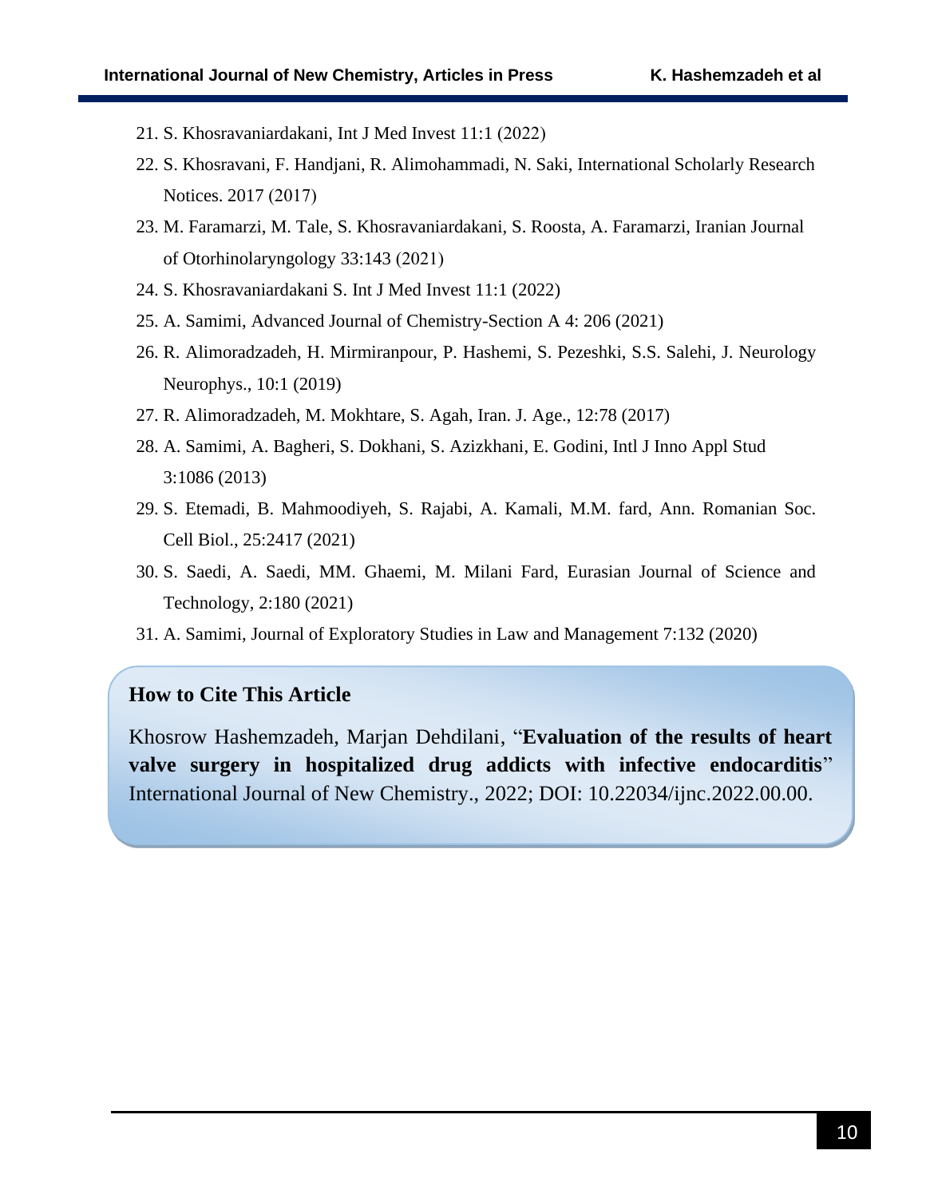21. S. Khosravaniardakani, Int J Med Invest 11:1 (2022)
22. S. Khosravani, F. Handjani, R. Alimohammadi, N. Saki, International Scholarly Research Notices. 2017 (2017)
23. M. Faramarzi, M. Tale, S. Khosravaniardakani, S. Roosta, A. Faramarzi, Iranian Journal of Otorhinolaryngology 33:143 (2021)
24. S. Khosravaniardakani S. Int J Med Invest 11:1 (2022)
25. A. Samimi, Advanced Journal of Chemistry-Section A 4: 206 (2021)
26. R. Alimoradzadeh, H. Mirmiranpour, P. Hashemi, S. Pezeshki, S.S. Salehi, J. Neurology Neurophys., 10:1 (2019)
27. R. Alimoradzadeh, M. Mokhtare, S. Agah, Iran. J. Age., 12:78 (2017)
28. A. Samimi, A. Bagheri, S. Dokhani, S. Azizkhani, E. Godini, Intl J Inno Appl Stud 3:1086 (2013)
29. S. Etemadi, B. Mahmoodiyeh, S. Rajabi, A. Kamali, M.M. fard, Ann. Romanian Soc. Cell Biol., 25:2417 (2021)
30. S. Saedi, A. Saedi, MM. Ghaemi, M. Milani Fard, Eurasian Journal of Science and Technology, 2:180 (2021)
31. A. Samimi, Journal of Exploratory Studies in Law and Management 7:132 (2020)

## How to Cite This Article

Khosrow Hashemzadeh, Marjan Dehdilani, "**Evaluation of the results of heart valve surgery in hospitalized drug addicts with infective endocarditis**" International Journal of New Chemistry., 2022; DOI: 10.22034/ijnc.2022.00.00.